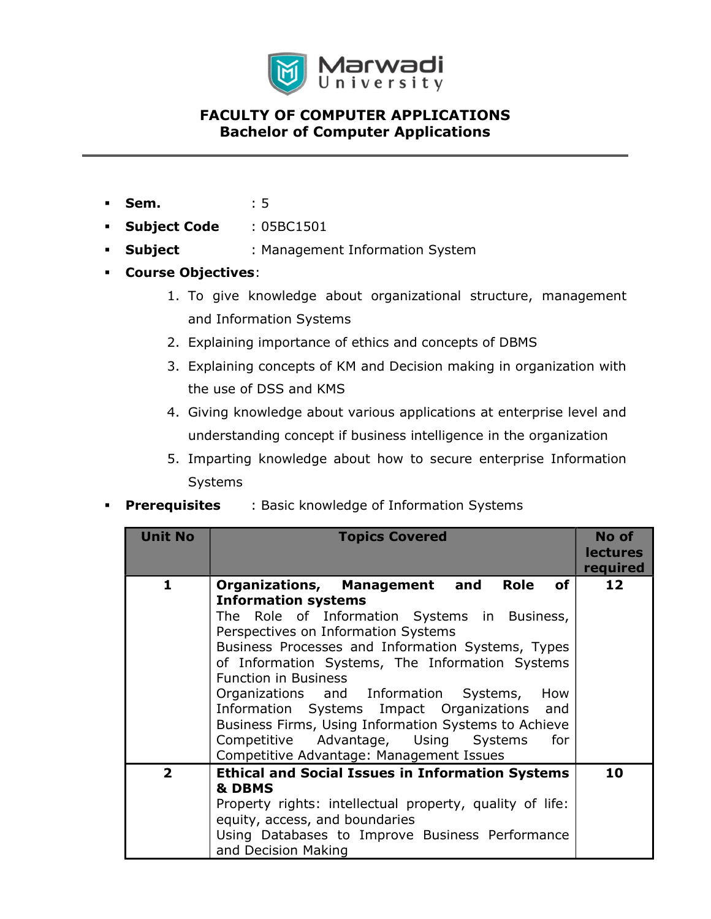# FACULTY OF COMPUTER APPLICATIONS
## Bachelor of Computer Applications

- **Sem.** : 5
- **Subject Code** : 05BC1501
- **Subject** : Management Information System
- **Course Objectives**:
  1. To give knowledge about organizational structure, management and Information Systems
  2. Explaining importance of ethics and concepts of DBMS
  3. Explaining concepts of KM and Decision making in organization with the use of DSS and KMS
  4. Giving knowledge about various applications at enterprise level and understanding concept if business intelligence in the organization
  5. Imparting knowledge about how to secure enterprise Information Systems
- **Prerequisites** : Basic knowledge of Information Systems

| Unit No | Topics Covered | No of lectures required |
|---|---|---|
| 1 | **Organizations, Management and Role of Information systems**<br>The Role of Information Systems in Business, Perspectives on Information Systems<br>Business Processes and Information Systems, Types of Information Systems, The Information Systems Function in Business<br>Organizations and Information Systems, How Information Systems Impact Organizations and Business Firms, Using Information Systems to Achieve Competitive Advantage, Using Systems for Competitive Advantage: Management Issues | 12 |
| 2 | **Ethical and Social Issues in Information Systems & DBMS**<br>Property rights: intellectual property, quality of life: equity, access, and boundaries<br>Using Databases to Improve Business Performance and Decision Making | 10 |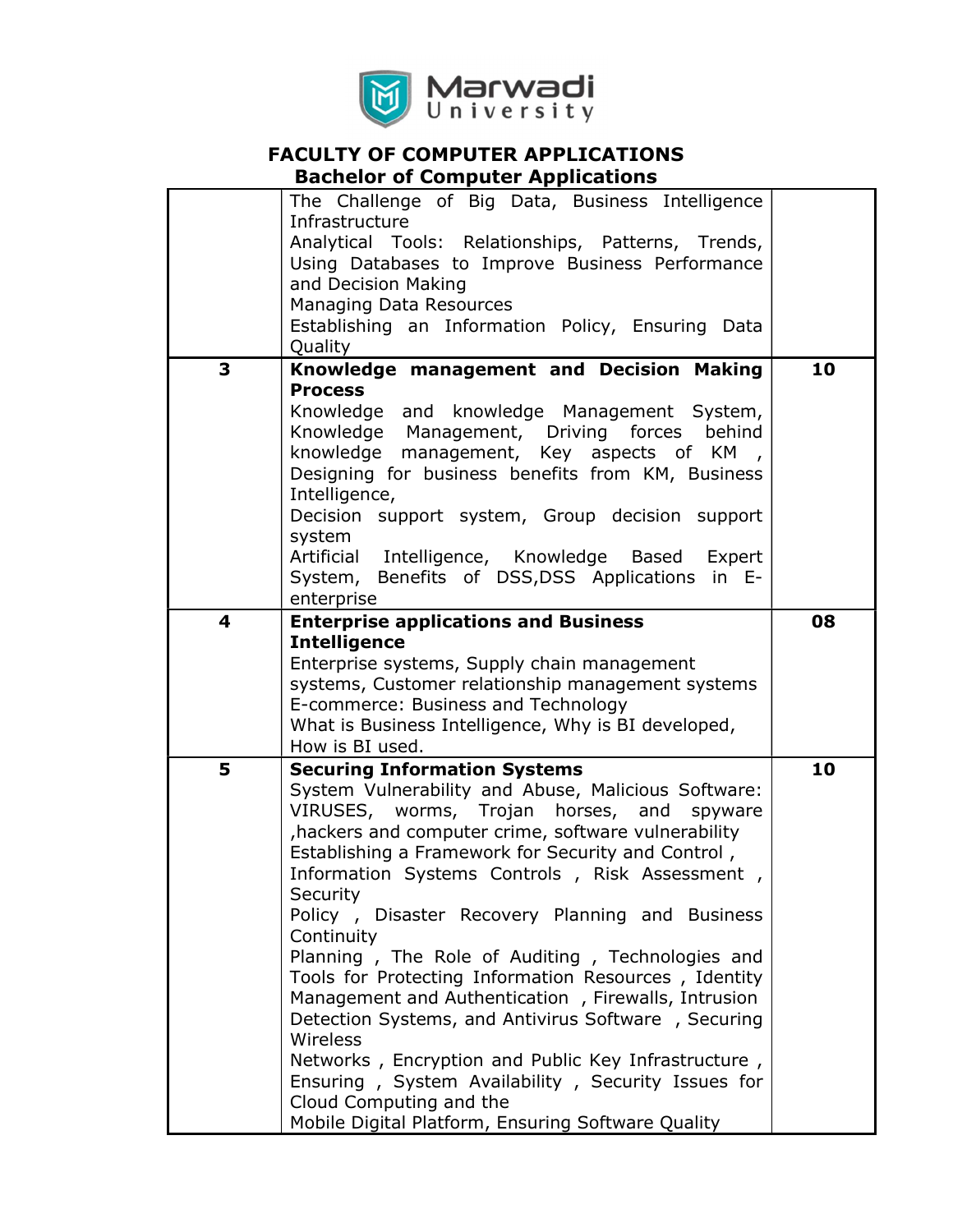# FACULTY OF COMPUTER APPLICATIONS

## Bachelor of Computer Applications

| | | |
|---|---|---|
| | The Challenge of Big Data, Business Intelligence Infrastructure<br>Analytical Tools: Relationships, Patterns, Trends, Using Databases to Improve Business Performance and Decision Making<br>Managing Data Resources<br>Establishing an Information Policy, Ensuring Data Quality | |
| 3 | **Knowledge management and Decision Making Process**<br>Knowledge and knowledge Management System, Knowledge Management, Driving forces behind knowledge management, Key aspects of KM , Designing for business benefits from KM, Business Intelligence,<br>Decision support system, Group decision support system<br>Artificial Intelligence, Knowledge Based Expert System, Benefits of DSS,DSS Applications in E-enterprise | 10 |
| 4 | **Enterprise applications and Business Intelligence**<br>Enterprise systems, Supply chain management systems, Customer relationship management systems<br>E-commerce: Business and Technology<br>What is Business Intelligence, Why is BI developed, How is BI used. | 08 |
| 5 | **Securing Information Systems**<br>System Vulnerability and Abuse, Malicious Software: VIRUSES, worms, Trojan horses, and spyware ,hackers and computer crime, software vulnerability<br>Establishing a Framework for Security and Control , Information Systems Controls , Risk Assessment , Security<br>Policy , Disaster Recovery Planning and Business Continuity<br>Planning , The Role of Auditing , Technologies and Tools for Protecting Information Resources , Identity Management and Authentication , Firewalls, Intrusion Detection Systems, and Antivirus Software , Securing Wireless<br>Networks , Encryption and Public Key Infrastructure , Ensuring , System Availability , Security Issues for Cloud Computing and the<br>Mobile Digital Platform, Ensuring Software Quality | 10 |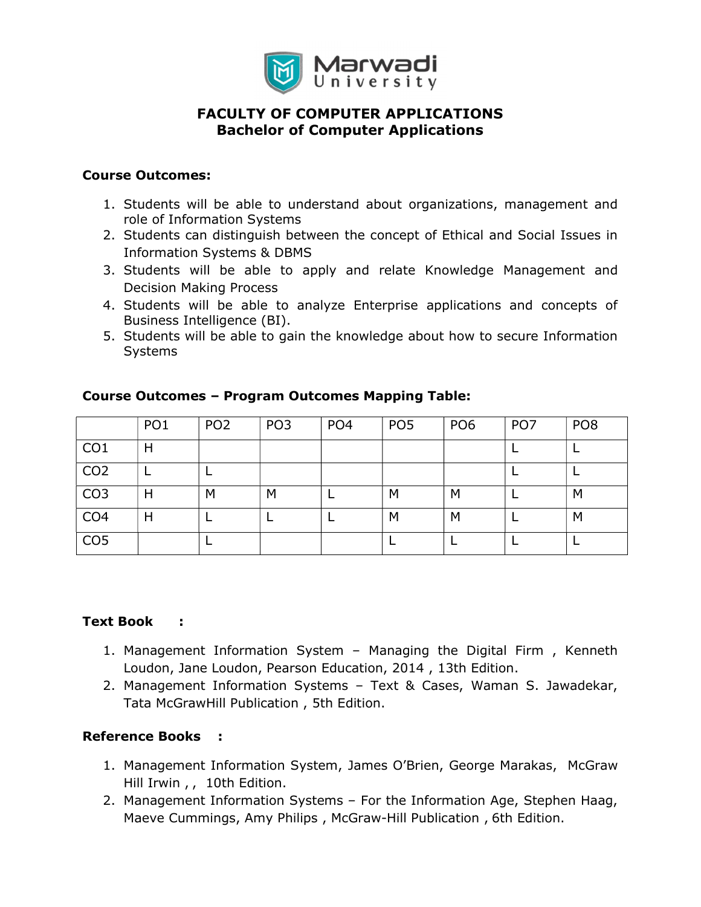# FACULTY OF COMPUTER APPLICATIONS
## Bachelor of Computer Applications

**Course Outcomes:**

1. Students will be able to understand about organizations, management and role of Information Systems
2. Students can distinguish between the concept of Ethical and Social Issues in Information Systems & DBMS
3. Students will be able to apply and relate Knowledge Management and Decision Making Process
4. Students will be able to analyze Enterprise applications and concepts of Business Intelligence (BI).
5. Students will be able to gain the knowledge about how to secure Information Systems

**Course Outcomes – Program Outcomes Mapping Table:**

| | PO1 | PO2 | PO3 | PO4 | PO5 | PO6 | PO7 | PO8 |
|---|---|---|---|---|---|---|---|---|
| CO1 | H | | | | | | L | L |
| CO2 | L | L | | | | | L | L |
| CO3 | H | M | M | L | M | M | L | M |
| CO4 | H | L | L | L | M | M | L | M |
| CO5 | | L | | | L | L | L | L |

**Text Book :**

1. Management Information System – Managing the Digital Firm , Kenneth Loudon, Jane Loudon, Pearson Education, 2014 , 13th Edition.
2. Management Information Systems – Text & Cases, Waman S. Jawadekar, Tata McGrawHill Publication , 5th Edition.

**Reference Books :**

1. Management Information System, James O'Brien, George Marakas, McGraw Hill Irwin , , 10th Edition.
2. Management Information Systems – For the Information Age, Stephen Haag, Maeve Cummings, Amy Philips , McGraw-Hill Publication , 6th Edition.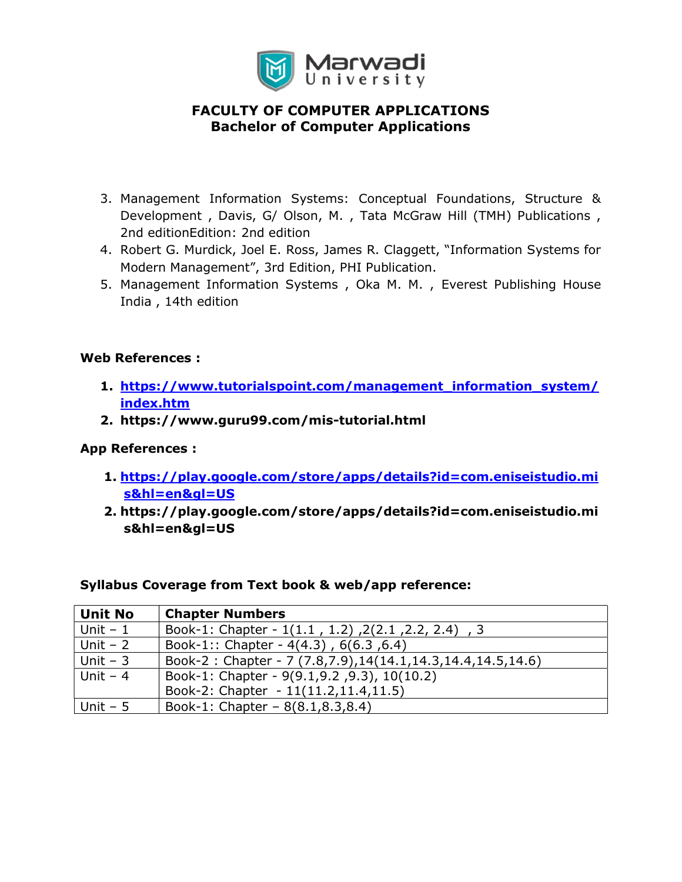# FACULTY OF COMPUTER APPLICATIONS
## Bachelor of Computer Applications

3. Management Information Systems: Conceptual Foundations, Structure & Development , Davis, G/ Olson, M. , Tata McGraw Hill (TMH) Publications , 2nd editionEdition: 2nd edition
4. Robert G. Murdick, Joel E. Ross, James R. Claggett, "Information Systems for Modern Management", 3rd Edition, PHI Publication.
5. Management Information Systems , Oka M. M. , Everest Publishing House India , 14th edition

**Web References :**

1. **https://www.tutorialspoint.com/management_information_system/index.htm**
2. **https://www.guru99.com/mis-tutorial.html**

**App References :**

1. **https://play.google.com/store/apps/details?id=com.eniseistudio.mis&hl=en&gl=US**
2. **https://play.google.com/store/apps/details?id=com.eniseistudio.mis&hl=en&gl=US**

**Syllabus Coverage from Text book & web/app reference:**

| Unit No | Chapter Numbers |
|---|---|
| Unit – 1 | Book-1: Chapter - 1(1.1 , 1.2) ,2(2.1 ,2.2, 2.4) , 3 |
| Unit – 2 | Book-1:: Chapter - 4(4.3) , 6(6.3 ,6.4) |
| Unit – 3 | Book-2 : Chapter - 7 (7.8,7.9),14(14.1,14.3,14.4,14.5,14.6) |
| Unit – 4 | Book-1: Chapter - 9(9.1,9.2 ,9.3), 10(10.2)<br>Book-2: Chapter - 11(11.2,11.4,11.5) |
| Unit – 5 | Book-1: Chapter – 8(8.1,8.3,8.4) |